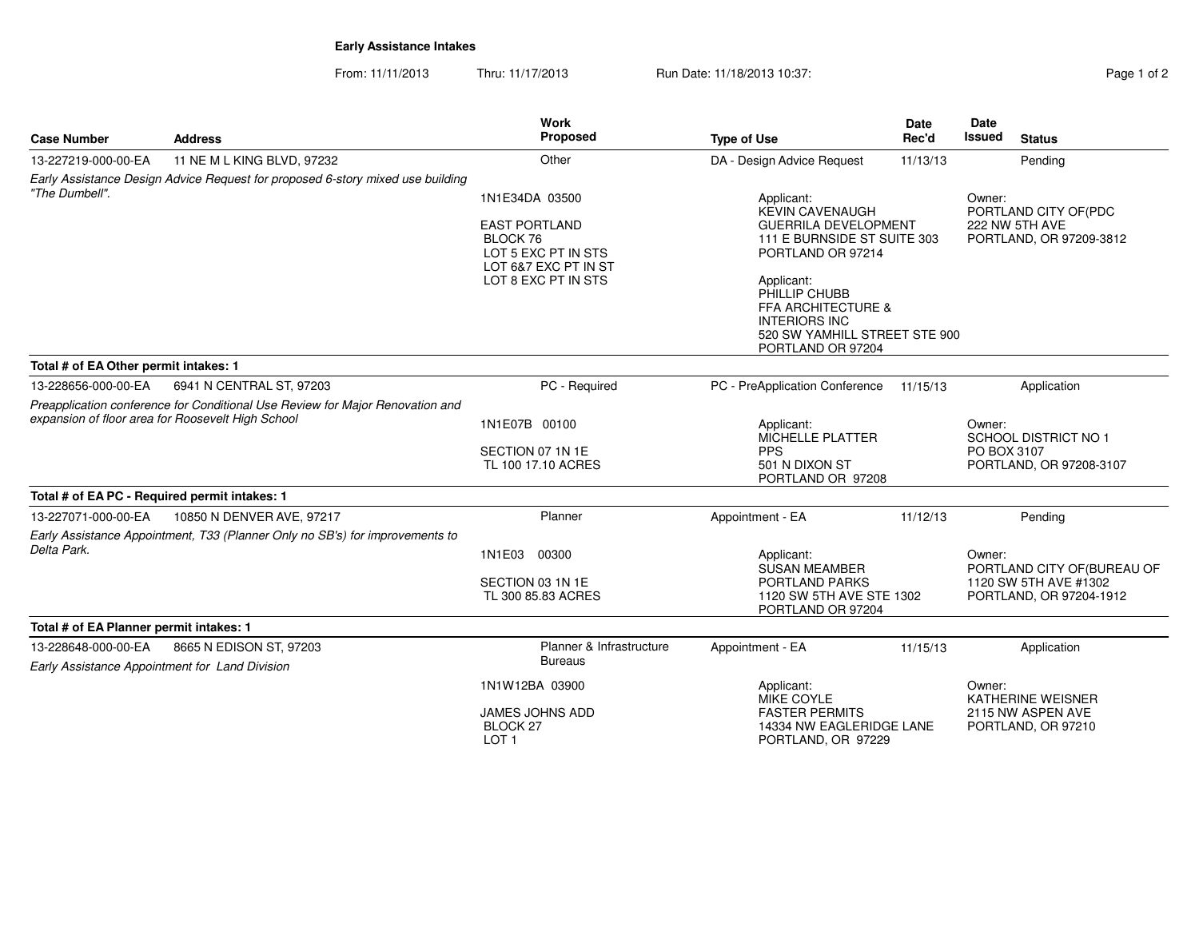# Early Assistance Intakes

From: 11/11/2013 Thru: 11/17/2013 Run Date: 11/18/2013 10:37:

| Case Number | Address | Work Proposed | Type of Use | Date Rec'd | Date Issued | Status |
|---|---|---|---|---|---|---|
| 13-227219-000-00-EA | 11 NE M L KING BLVD, 97232 | Other | DA - Design Advice Request | 11/13/13 | | Pending |

*Early Assistance Design Advice Request for proposed 6-story mixed use building "The Dumbell".*

1N1E34DA 03500

EAST PORTLAND
BLOCK 76
LOT 5 EXC PT IN STS
LOT 6&7 EXC PT IN ST
LOT 8 EXC PT IN STS

Applicant:
KEVIN CAVENAUGH
GUERRILA DEVELOPMENT
111 E BURNSIDE ST SUITE 303
PORTLAND OR 97214

Applicant:
PHILLIP CHUBB
FFA ARCHITECTURE &
INTERIORS INC
520 SW YAMHILL STREET STE 900
PORTLAND OR 97204

Owner:
PORTLAND CITY OF(PDC
222 NW 5TH AVE
PORTLAND, OR 97209-3812

**Total # of EA Other permit intakes: 1**

| Case Number | Address | Work Proposed | Type of Use | Date Rec'd | Date Issued | Status |
|---|---|---|---|---|---|---|
| 13-228656-000-00-EA | 6941 N CENTRAL ST, 97203 | PC - Required | PC - PreApplication Conference | 11/15/13 | | Application |

*Preapplication conference for Conditional Use Review for Major Renovation and expansion of floor area for Roosevelt High School*

1N1E07B 00100

SECTION 07 1N 1E
TL 100 17.10 ACRES

Applicant:
MICHELLE PLATTER
PPS
501 N DIXON ST
PORTLAND OR 97208

Owner:
SCHOOL DISTRICT NO 1
PO BOX 3107
PORTLAND, OR 97208-3107

**Total # of EA PC - Required permit intakes: 1**

| Case Number | Address | Work Proposed | Type of Use | Date Rec'd | Date Issued | Status |
|---|---|---|---|---|---|---|
| 13-227071-000-00-EA | 10850 N DENVER AVE, 97217 | Planner | Appointment - EA | 11/12/13 | | Pending |

*Early Assistance Appointment, T33 (Planner Only no SB's) for improvements to Delta Park.*

1N1E03 00300

SECTION 03 1N 1E
TL 300 85.83 ACRES

Applicant:
SUSAN MEAMBER
PORTLAND PARKS
1120 SW 5TH AVE STE 1302
PORTLAND OR 97204

Owner:
PORTLAND CITY OF(BUREAU OF
1120 SW 5TH AVE #1302
PORTLAND, OR 97204-1912

**Total # of EA Planner permit intakes: 1**

| Case Number | Address | Work Proposed | Type of Use | Date Rec'd | Date Issued | Status |
|---|---|---|---|---|---|---|
| 13-228648-000-00-EA | 8665 N EDISON ST, 97203 | Planner & Infrastructure Bureaus | Appointment - EA | 11/15/13 | | Application |

*Early Assistance Appointment for Land Division*

1N1W12BA 03900

JAMES JOHNS ADD
BLOCK 27
LOT 1

Applicant:
MIKE COYLE
FASTER PERMITS
14334 NW EAGLERIDGE LANE
PORTLAND, OR 97229

Owner:
KATHERINE WEISNER
2115 NW ASPEN AVE
PORTLAND, OR 97210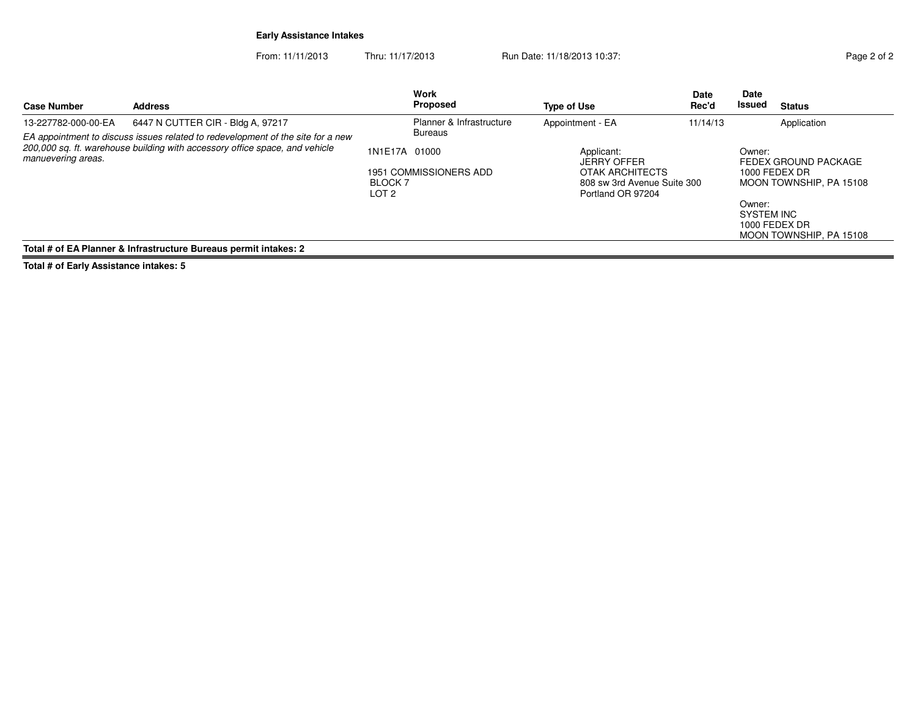# Early Assistance Intakes

From: 11/11/2013 Thru: 11/17/2013 Run Date: 11/18/2013 10:37:

| Case Number | Address | Work Proposed | Type of Use | Date Rec'd | Date Issued | Status |
|---|---|---|---|---|---|---|
| 13-227782-000-00-EA | 6447 N CUTTER CIR - Bldg A, 97217 | Planner & Infrastructure Bureaus | Appointment - EA | 11/14/13 | | Application |

*EA appointment to discuss issues related to redevelopment of the site for a new 200,000 sq. ft. warehouse building with accessory office space, and vehicle manuevering areas.*

1N1E17A 01000

1951 COMMISSIONERS ADD
BLOCK 7
LOT 2

Applicant:
JERRY OFFER
OTAK ARCHITECTS
808 sw 3rd Avenue Suite 300
Portland OR 97204

Owner:
FEDEX GROUND PACKAGE
1000 FEDEX DR
MOON TOWNSHIP, PA 15108

Owner:
SYSTEM INC
1000 FEDEX DR
MOON TOWNSHIP, PA 15108

**Total # of EA Planner & Infrastructure Bureaus permit intakes: 2**

**Total # of Early Assistance intakes: 5**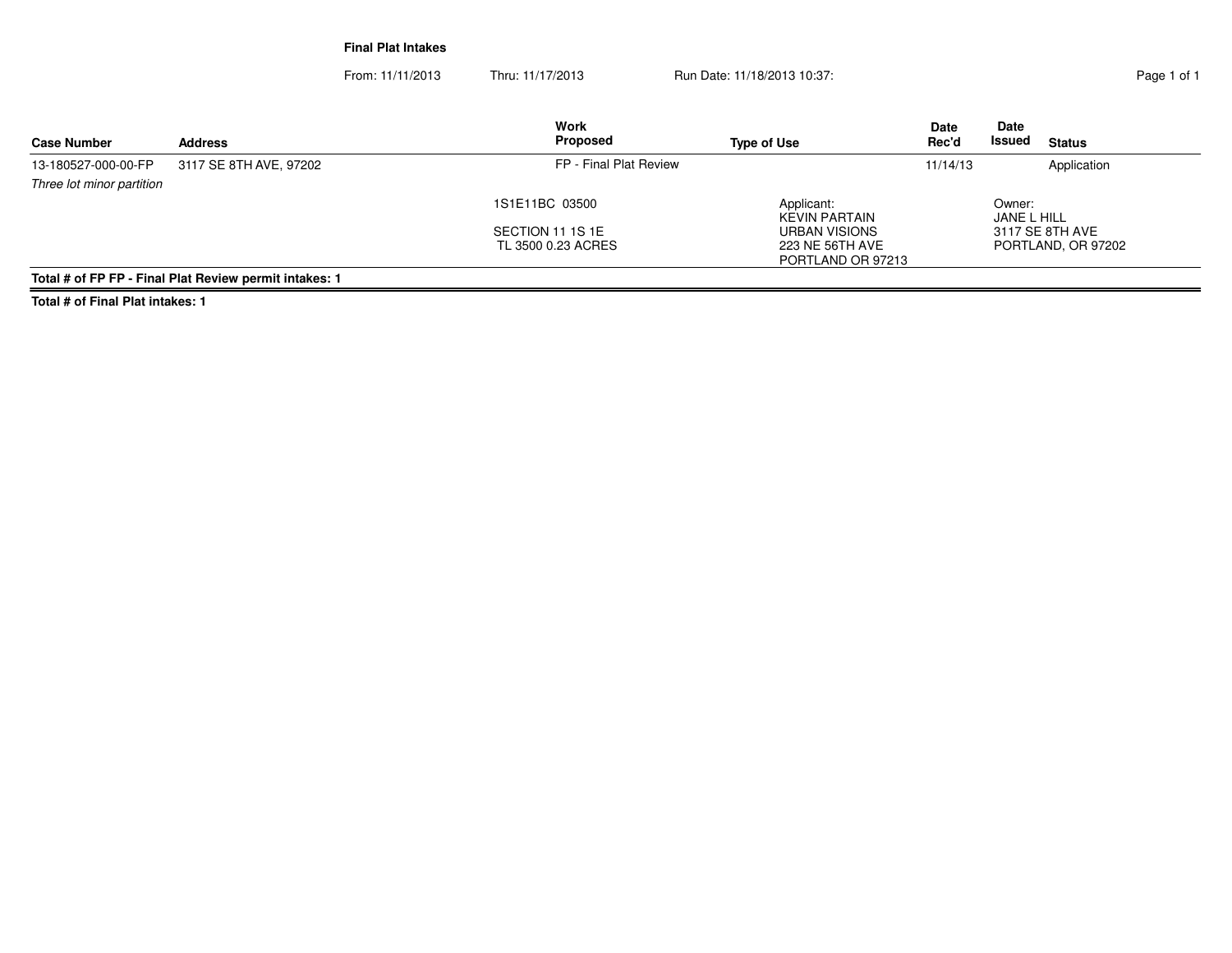**Final Plat Intakes**

From: 11/11/2013 Thru: 11/17/2013 Run Date: 11/18/2013 10:37:

| Case Number | Address | Work Proposed | Type of Use | Date Rec'd | Date Issued | Status |
|---|---|---|---|---|---|---|
| 13-180527-000-00-FP | 3117 SE 8TH AVE, 97202 | FP - Final Plat Review | | 11/14/13 | | Application |
| *Three lot minor partition* | | | | | | |
| | | 1S1E11BC 03500<br><br>SECTION 11 1S 1E<br>TL 3500 0.23 ACRES | Applicant:<br>KEVIN PARTAIN<br>URBAN VISIONS<br>223 NE 56TH AVE<br>PORTLAND OR 97213 | | Owner:<br>JANE L HILL<br>3117 SE 8TH AVE<br>PORTLAND, OR 97202 | |

**Total # of FP FP - Final Plat Review permit intakes: 1**

**Total # of Final Plat intakes: 1**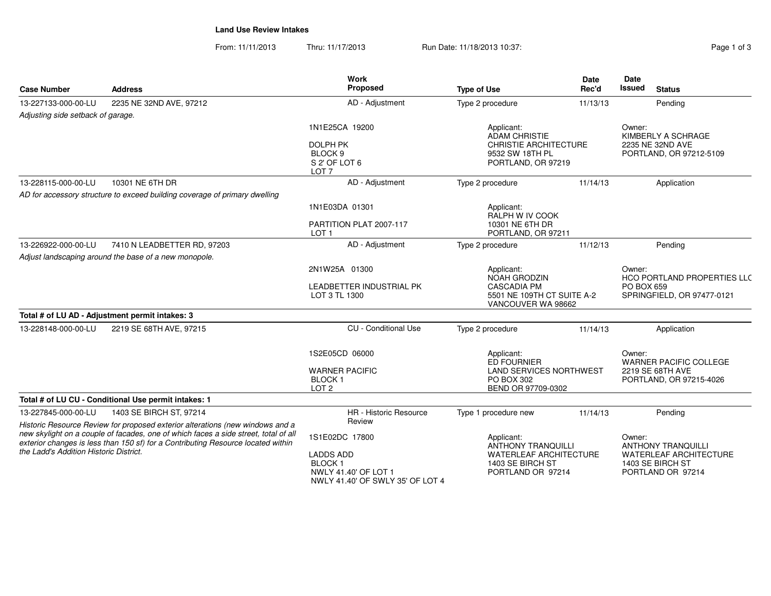# Land Use Review Intakes

From: 11/11/2013 Thru: 11/17/2013 Run Date: 11/18/2013 10:37:

| Case Number | Address | Work Proposed | Type of Use | Date Rec'd | Date Issued | Status |
|---|---|---|---|---|---|---|
| 13-227133-000-00-LU | 2235 NE 32ND AVE, 97212 | AD - Adjustment | Type 2 procedure | 11/13/13 | | Pending |

*Adjusting side setback of garage.*

1N1E25CA 19200

DOLPH PK
BLOCK 9
S 2' OF LOT 6
LOT 7

Applicant:
ADAM CHRISTIE
CHRISTIE ARCHITECTURE
9532 SW 18TH PL
PORTLAND, OR 97219

Owner:
KIMBERLY A SCHRAGE
2235 NE 32ND AVE
PORTLAND, OR 97212-5109

| Case Number | Address | Work Proposed | Type of Use | Date Rec'd | Date Issued | Status |
|---|---|---|---|---|---|---|
| 13-228115-000-00-LU | 10301 NE 6TH DR | AD - Adjustment | Type 2 procedure | 11/14/13 | | Application |

*AD for accessory structure to exceed building coverage of primary dwelling*

1N1E03DA 01301

PARTITION PLAT 2007-117
LOT 1

Applicant:
RALPH W IV COOK
10301 NE 6TH DR
PORTLAND, OR 97211

| Case Number | Address | Work Proposed | Type of Use | Date Rec'd | Date Issued | Status |
|---|---|---|---|---|---|---|
| 13-226922-000-00-LU | 7410 N LEADBETTER RD, 97203 | AD - Adjustment | Type 2 procedure | 11/12/13 | | Pending |

*Adjust landscaping around the base of a new monopole.*

2N1W25A 01300

LEADBETTER INDUSTRIAL PK
LOT 3 TL 1300

Applicant:
NOAH GRODZIN
CASCADIA PM
5501 NE 109TH CT SUITE A-2
VANCOUVER WA 98662

Owner:
HCO PORTLAND PROPERTIES LLC
PO BOX 659
SPRINGFIELD, OR 97477-0121

**Total # of LU AD - Adjustment permit intakes: 3**

| Case Number | Address | Work Proposed | Type of Use | Date Rec'd | Date Issued | Status |
|---|---|---|---|---|---|---|
| 13-228148-000-00-LU | 2219 SE 68TH AVE, 97215 | CU - Conditional Use | Type 2 procedure | 11/14/13 | | Application |

1S2E05CD 06000

WARNER PACIFIC
BLOCK 1
LOT 2

Applicant:
ED FOURNIER
LAND SERVICES NORTHWEST
PO BOX 302
BEND OR 97709-0302

Owner:
WARNER PACIFIC COLLEGE
2219 SE 68TH AVE
PORTLAND, OR 97215-4026

**Total # of LU CU - Conditional Use permit intakes: 1**

| Case Number | Address | Work Proposed | Type of Use | Date Rec'd | Date Issued | Status |
|---|---|---|---|---|---|---|
| 13-227845-000-00-LU | 1403 SE BIRCH ST, 97214 | HR - Historic Resource Review | Type 1 procedure new | 11/14/13 | | Pending |

*Historic Resource Review for proposed exterior alterations (new windows and a new skylight on a couple of facades, one of which faces a side street, total of all exterior changes is less than 150 sf) for a Contributing Resource located within the Ladd's Addition Historic District.*

1S1E02DC 17800

LADDS ADD
BLOCK 1
NWLY 41.40' OF LOT 1
NWLY 41.40' OF SWLY 35' OF LOT 4

Applicant:
ANTHONY TRANQUILLI
WATERLEAF ARCHITECTURE
1403 SE BIRCH ST
PORTLAND OR 97214

Owner:
ANTHONY TRANQUILLI
WATERLEAF ARCHITECTURE
1403 SE BIRCH ST
PORTLAND OR 97214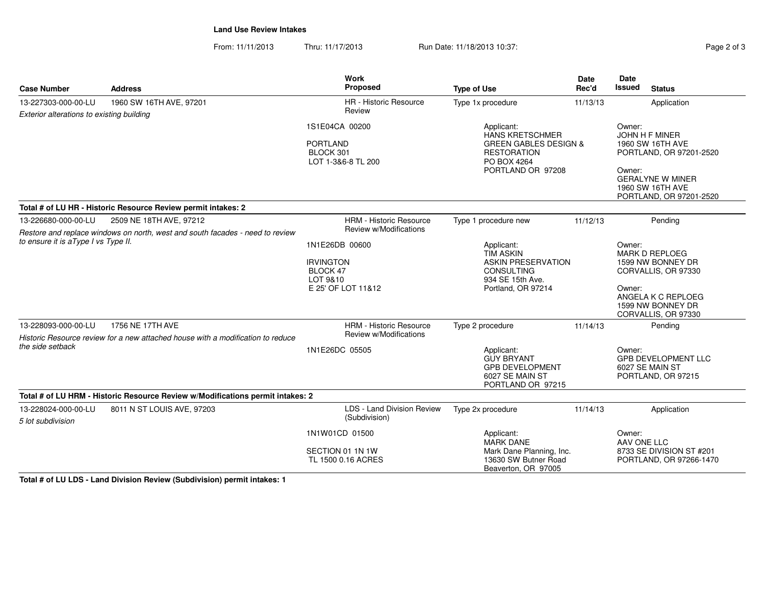**Land Use Review Intakes**

From: 11/11/2013 Thru: 11/17/2013 Run Date: 11/18/2013 10:37:

| Case Number | Address | Work Proposed | Type of Use | Date Rec'd | Date Issued | Status |
|---|---|---|---|---|---|---|
| 13-227303-000-00-LU | 1960 SW 16TH AVE, 97201 | HR - Historic Resource Review | Type 1x procedure | 11/13/13 | | Application |
| *Exterior alterations to existing building* | | 1S1E04CA 00200<br><br>PORTLAND<br>BLOCK 301<br>LOT 1-3&6-8 TL 200 | Applicant:<br>HANS KRETSCHMER<br>GREEN GABLES DESIGN & RESTORATION<br>PO BOX 4264<br>PORTLAND OR 97208 | | Owner:<br>JOHN H F MINER<br>1960 SW 16TH AVE<br>PORTLAND, OR 97201-2520<br><br>Owner:<br>GERALYNE W MINER<br>1960 SW 16TH AVE<br>PORTLAND, OR 97201-2520 | |
| **Total # of LU HR - Historic Resource Review permit intakes: 2** | | | | | | |
| 13-226680-000-00-LU | 2509 NE 18TH AVE, 97212 | HRM - Historic Resource Review w/Modifications | Type 1 procedure new | 11/12/13 | | Pending |
| *Restore and replace windows on north, west and south facades - need to review to ensure it is aType I vs Type II.* | | 1N1E26DB 00600<br><br>IRVINGTON<br>BLOCK 47<br>LOT 9&10<br>E 25' OF LOT 11&12 | Applicant:<br>TIM ASKIN<br>ASKIN PRESERVATION CONSULTING<br>934 SE 15th Ave.<br>Portland, OR 97214 | | Owner:<br>MARK D REPLOEG<br>1599 NW BONNEY DR<br>CORVALLIS, OR 97330<br><br>Owner:<br>ANGELA K C REPLOEG<br>1599 NW BONNEY DR<br>CORVALLIS, OR 97330 | |
| 13-228093-000-00-LU | 1756 NE 17TH AVE | HRM - Historic Resource Review w/Modifications | Type 2 procedure | 11/14/13 | | Pending |
| *Historic Resource review for a new attached house with a modification to reduce the side setback* | | 1N1E26DC 05505 | Applicant:<br>GUY BRYANT<br>GPB DEVELOPMENT<br>6027 SE MAIN ST<br>PORTLAND OR 97215 | | Owner:<br>GPB DEVELOPMENT LLC<br>6027 SE MAIN ST<br>PORTLAND, OR 97215 | |
| **Total # of LU HRM - Historic Resource Review w/Modifications permit intakes: 2** | | | | | | |
| 13-228024-000-00-LU | 8011 N ST LOUIS AVE, 97203 | LDS - Land Division Review (Subdivision) | Type 2x procedure | 11/14/13 | | Application |
| *5 lot subdivision* | | 1N1W01CD 01500<br><br>SECTION 01 1N 1W<br>TL 1500 0.16 ACRES | Applicant:<br>MARK DANE<br>Mark Dane Planning, Inc.<br>13630 SW Butner Road<br>Beaverton, OR 97005 | | Owner:<br>AAV ONE LLC<br>8733 SE DIVISION ST #201<br>PORTLAND, OR 97266-1470 | |

**Total # of LU LDS - Land Division Review (Subdivision) permit intakes: 1**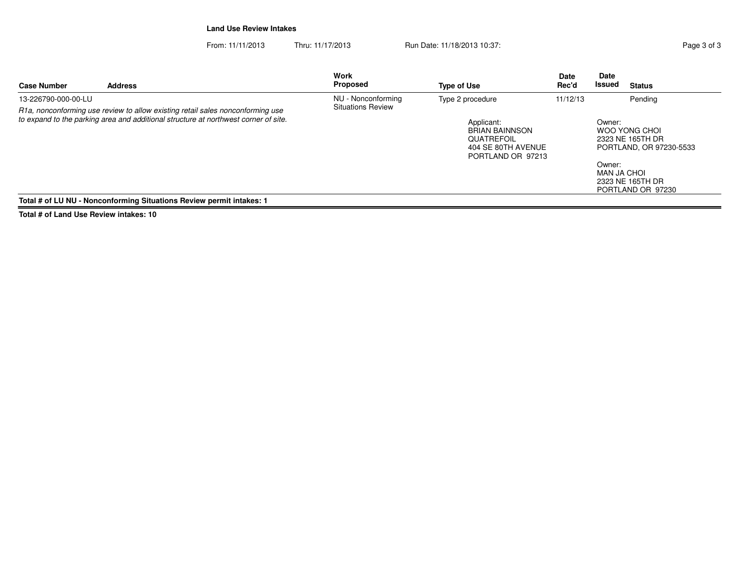**Land Use Review Intakes**

From: 11/11/2013 Thru: 11/17/2013 Run Date: 11/18/2013 10:37:

| Case Number | Address | Work Proposed | Type of Use | Date Rec'd | Date Issued | Status |
|---|---|---|---|---|---|---|
| 13-226790-000-00-LU | | NU - Nonconforming Situations Review | Type 2 procedure | 11/12/13 | | Pending |
| *R1a, nonconforming use review to allow existing retail sales nonconforming use to expand to the parking area and additional structure at northwest corner of site.* | | | Applicant: BRIAN BAINNSON QUATREFOIL 404 SE 80TH AVENUE PORTLAND OR 97213 | | Owner: WOO YONG CHOI 2323 NE 165TH DR PORTLAND, OR 97230-5533<br>Owner: MAN JA CHOI 2323 NE 165TH DR PORTLAND OR 97230 | |

**Total # of LU NU - Nonconforming Situations Review permit intakes: 1**

**Total # of Land Use Review intakes: 10**